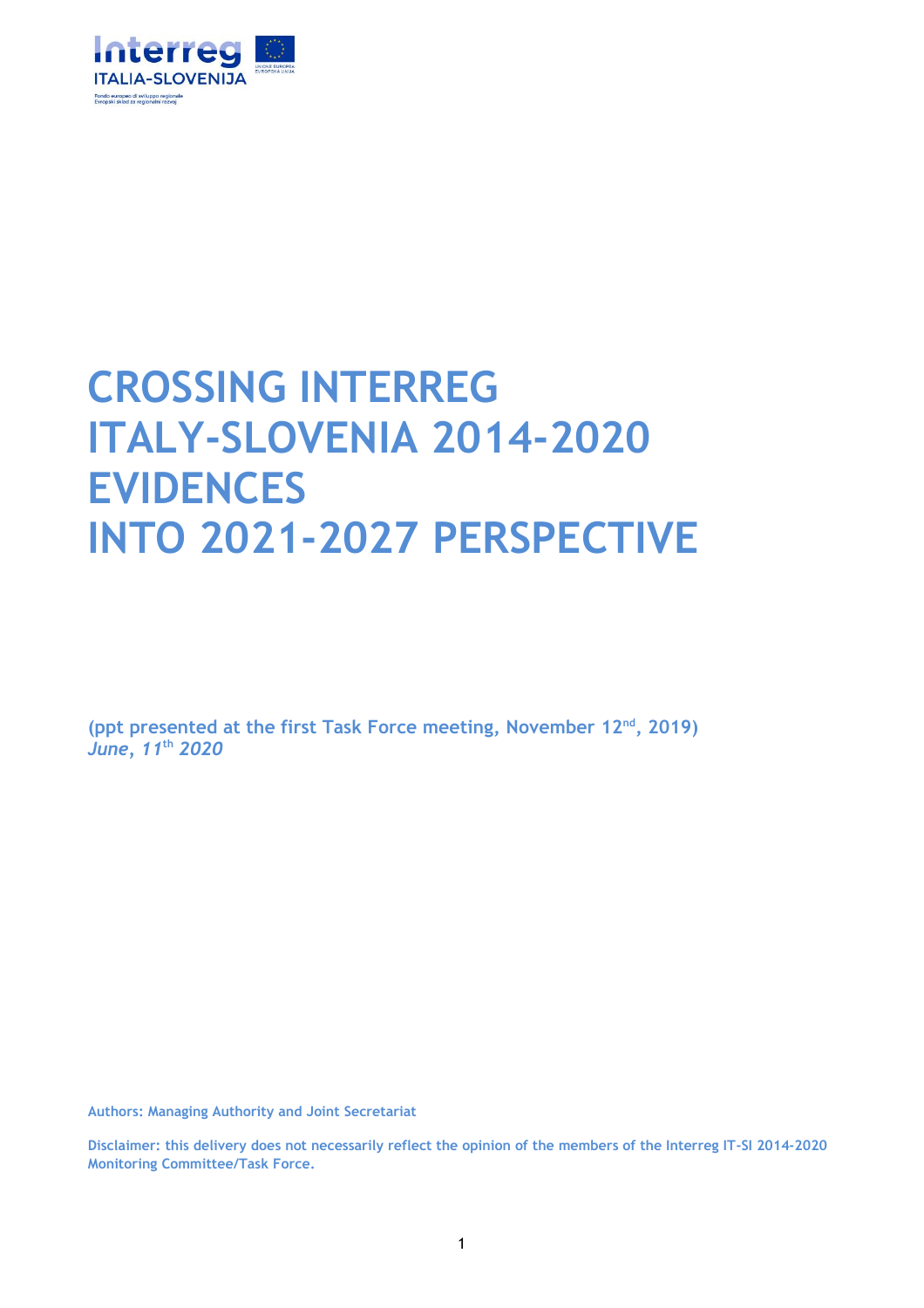Interreg ITALIA-SLOVENIJA

Fondo europeo di sviluppo regionale
Evropski sklad za regionalni razvoj

# CROSSING INTERREG ITALY-SLOVENIA 2014-2020 EVIDENCES INTO 2021-2027 PERSPECTIVE

**(ppt presented at the first Task Force meeting, November 12nd, 2019)**
***June, 11th 2020***

**Authors: Managing Authority and Joint Secretariat**

**Disclaimer: this delivery does not necessarily reflect the opinion of the members of the Interreg IT-SI 2014-2020 Monitoring Committee/Task Force.**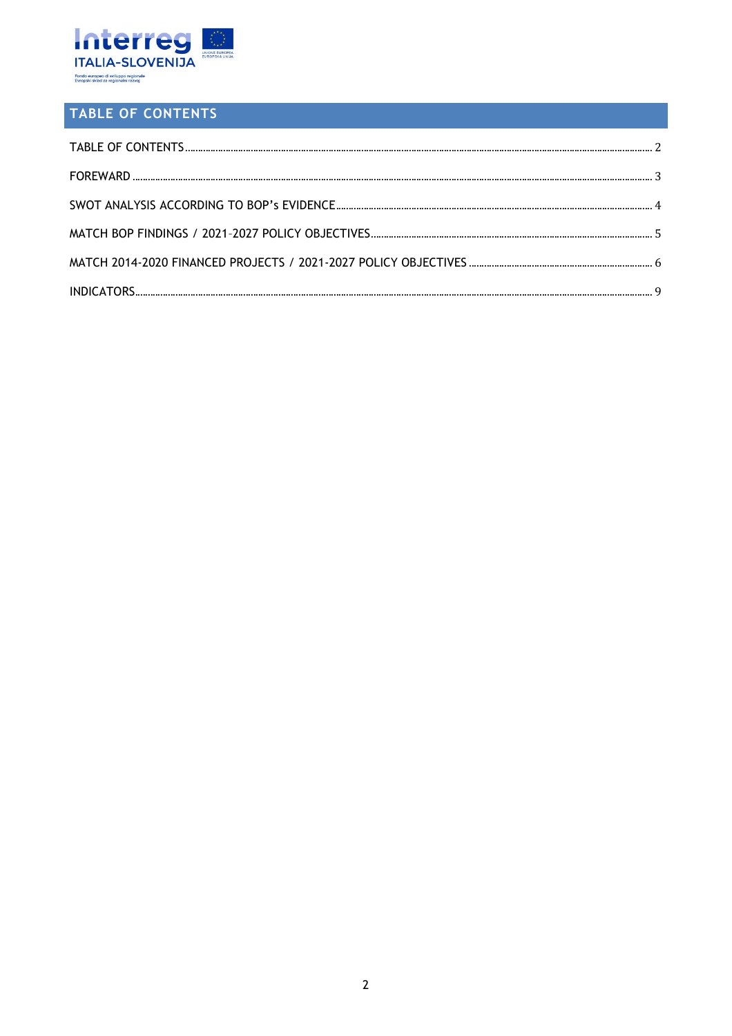# TABLE OF CONTENTS

TABLE OF CONTENTS ........ 2

FOREWARD ........ 3

SWOT ANALYSIS ACCORDING TO BOP's EVIDENCE ........ 4

MATCH BOP FINDINGS / 2021-2027 POLICY OBJECTIVES ........ 5

MATCH 2014-2020 FINANCED PROJECTS / 2021-2027 POLICY OBJECTIVES ........ 6

INDICATORS ........ 9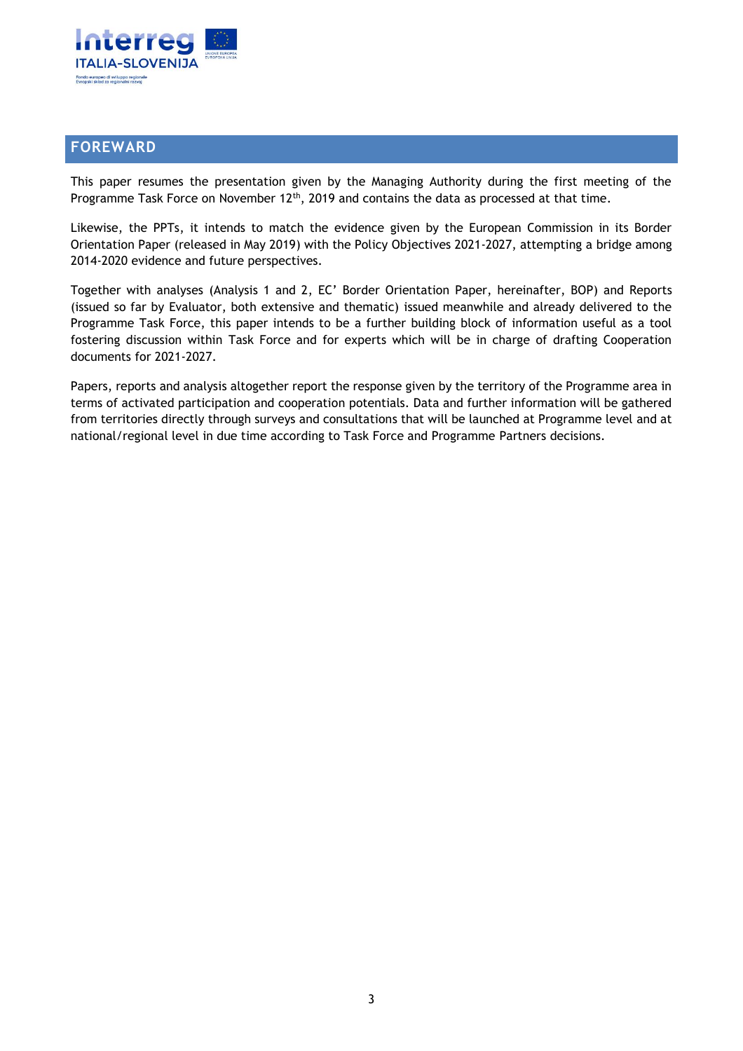## FOREWARD

This paper resumes the presentation given by the Managing Authority during the first meeting of the Programme Task Force on November 12th, 2019 and contains the data as processed at that time.

Likewise, the PPTs, it intends to match the evidence given by the European Commission in its Border Orientation Paper (released in May 2019) with the Policy Objectives 2021-2027, attempting a bridge among 2014-2020 evidence and future perspectives.

Together with analyses (Analysis 1 and 2, EC' Border Orientation Paper, hereinafter, BOP) and Reports (issued so far by Evaluator, both extensive and thematic) issued meanwhile and already delivered to the Programme Task Force, this paper intends to be a further building block of information useful as a tool fostering discussion within Task Force and for experts which will be in charge of drafting Cooperation documents for 2021-2027.

Papers, reports and analysis altogether report the response given by the territory of the Programme area in terms of activated participation and cooperation potentials. Data and further information will be gathered from territories directly through surveys and consultations that will be launched at Programme level and at national/regional level in due time according to Task Force and Programme Partners decisions.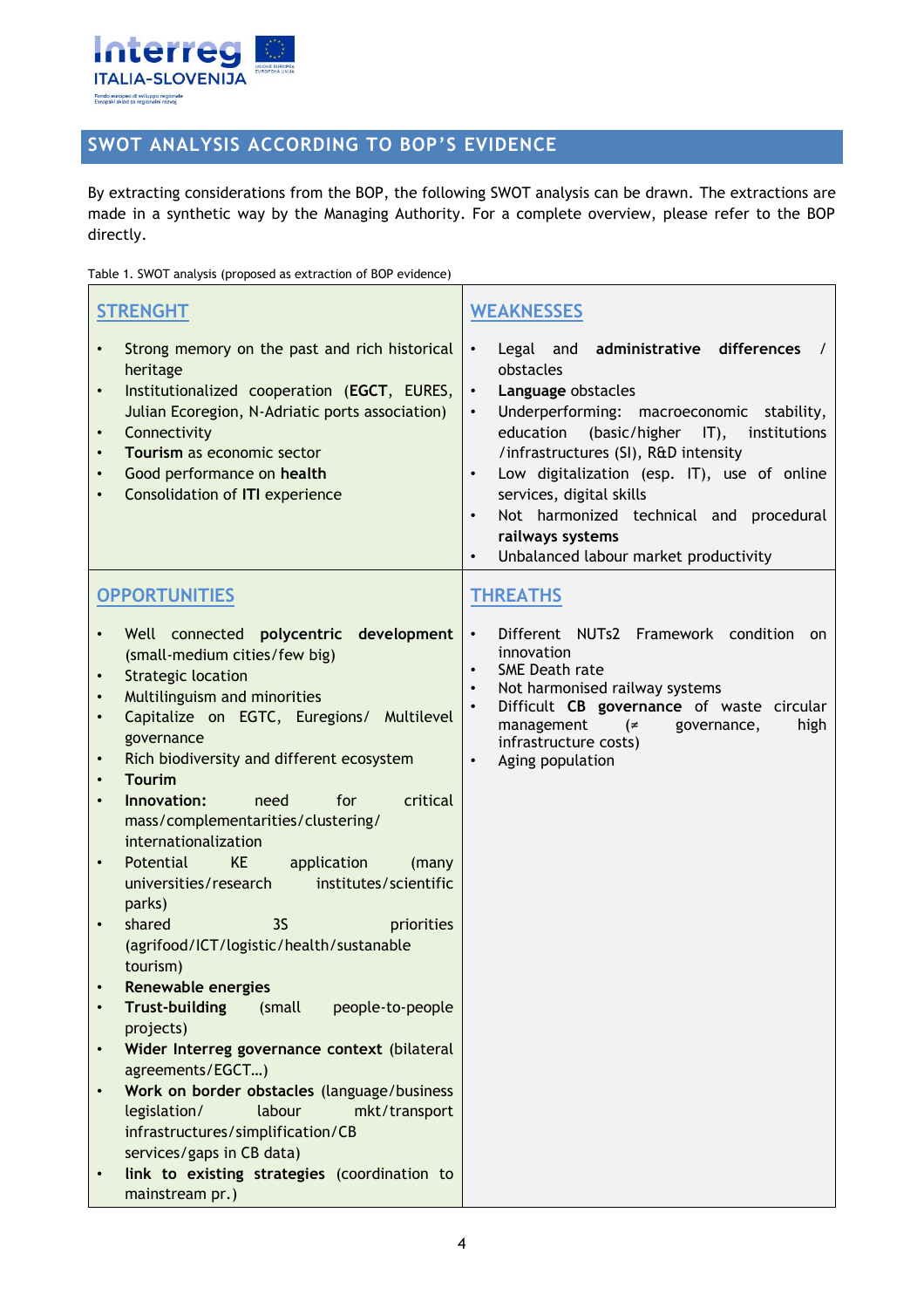## SWOT ANALYSIS ACCORDING TO BOP'S EVIDENCE

By extracting considerations from the BOP, the following SWOT analysis can be drawn. The extractions are made in a synthetic way by the Managing Authority. For a complete overview, please refer to the BOP directly.

Table 1. SWOT analysis (proposed as extraction of BOP evidence)

| STRENGHT | WEAKNESSES |
| --- | --- |
| • Strong memory on the past and rich historical heritage<br>• Institutionalized cooperation (**EGCT**, EURES, Julian Ecoregion, N-Adriatic ports association)<br>• Connectivity<br>• **Tourism** as economic sector<br>• Good performance on **health**<br>• Consolidation of **ITI** experience | • Legal and **administrative differences** / obstacles<br>• **Language** obstacles<br>• Underperforming: macroeconomic stability, education (basic/higher IT), institutions /infrastructures (SI), R&D intensity<br>• Low digitalization (esp. IT), use of online services, digital skills<br>• Not harmonized technical and procedural **railways systems**<br>• Unbalanced labour market productivity |
| **OPPORTUNITIES** | **THREATHS** |
| • Well connected **polycentric development** (small-medium cities/few big)<br>• Strategic location<br>• Multilinguism and minorities<br>• Capitalize on EGTC, Euregions/ Multilevel governance<br>• Rich biodiversity and different ecosystem<br>• **Tourim**<br>• **Innovation:** need for critical mass/complementarities/clustering/ internationalization<br>• Potential KE application (many universities/research institutes/scientific parks)<br>• shared 3S priorities (agrifood/ICT/logistic/health/sustanable tourism)<br>• **Renewable energies**<br>• **Trust-building** (small people-to-people projects)<br>• **Wider Interreg governance context** (bilateral agreements/EGCT…)<br>• **Work on border obstacles** (language/business legislation/ labour mkt/transport infrastructures/simplification/CB services/gaps in CB data)<br>• **link to existing strategies** (coordination to mainstream pr.) | • Different NUTs2 Framework condition on innovation<br>• SME Death rate<br>• Not harmonised railway systems<br>• Difficult **CB governance** of waste circular management (≠ governance, high infrastructure costs)<br>• Aging population |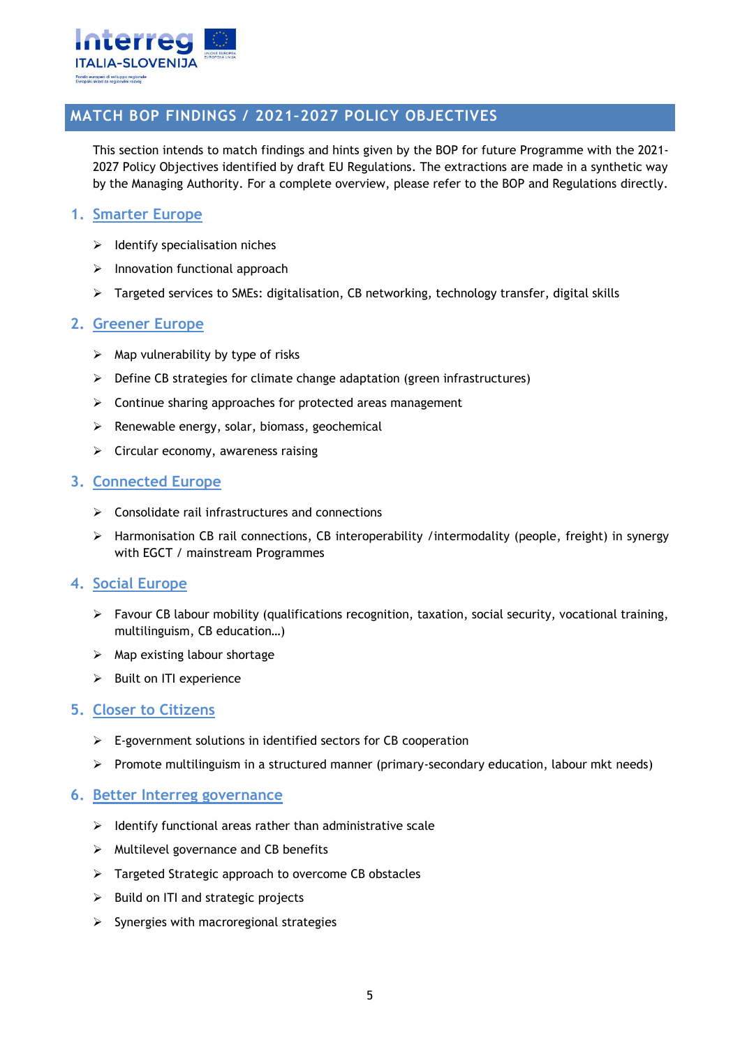## MATCH BOP FINDINGS / 2021-2027 POLICY OBJECTIVES

This section intends to match findings and hints given by the BOP for future Programme with the 2021-2027 Policy Objectives identified by draft EU Regulations. The extractions are made in a synthetic way by the Managing Authority. For a complete overview, please refer to the BOP and Regulations directly.

### 1. Smarter Europe

- Identify specialisation niches
- Innovation functional approach
- Targeted services to SMEs: digitalisation, CB networking, technology transfer, digital skills

### 2. Greener Europe

- Map vulnerability by type of risks
- Define CB strategies for climate change adaptation (green infrastructures)
- Continue sharing approaches for protected areas management
- Renewable energy, solar, biomass, geochemical
- Circular economy, awareness raising

### 3. Connected Europe

- Consolidate rail infrastructures and connections
- Harmonisation CB rail connections, CB interoperability /intermodality (people, freight) in synergy with EGCT / mainstream Programmes

### 4. Social Europe

- Favour CB labour mobility (qualifications recognition, taxation, social security, vocational training, multilinguism, CB education…)
- Map existing labour shortage
- Built on ITI experience

### 5. Closer to Citizens

- E-government solutions in identified sectors for CB cooperation
- Promote multilinguism in a structured manner (primary-secondary education, labour mkt needs)

### 6. Better Interreg governance

- Identify functional areas rather than administrative scale
- Multilevel governance and CB benefits
- Targeted Strategic approach to overcome CB obstacles
- Build on ITI and strategic projects
- Synergies with macroregional strategies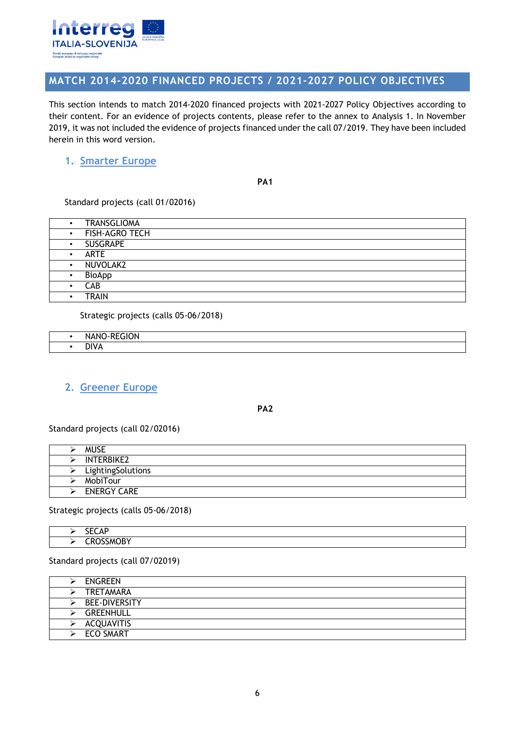## MATCH 2014-2020 FINANCED PROJECTS / 2021-2027 POLICY OBJECTIVES

This section intends to match 2014-2020 financed projects with 2021-2027 Policy Objectives according to their content. For an evidence of projects contents, please refer to the annex to Analysis 1. In November 2019, it was not included the evidence of projects financed under the call 07/2019. They have been included herein in this word version.

### 1. Smarter Europe

**PA1**

Standard projects (call 01/02016)

| |
|---|
| • TRANSGLIOMA |
| • FISH-AGRO TECH |
| • SUSGRAPE |
| • ARTE |
| • NUVOLAK2 |
| • BioApp |
| • CAB |
| • TRAIN |

Strategic projects (calls 05-06/2018)

| |
|---|
| • NANO-REGION |
| • DIVA |

### 2. Greener Europe

**PA2**

Standard projects (call 02/02016)

| |
|---|
| ➢ MUSE |
| ➢ INTERBIKE2 |
| ➢ LightingSolutions |
| ➢ MobiTour |
| ➢ ENERGY CARE |

Strategic projects (calls 05-06/2018)

| |
|---|
| ➢ SECAP |
| ➢ CROSSMOBY |

Standard projects (call 07/02019)

| |
|---|
| ➢ ENGREEN |
| ➢ TRETAMARA |
| ➢ BEE-DIVERSITY |
| ➢ GREENHULL |
| ➢ ACQUAVITIS |
| ➢ ECO SMART |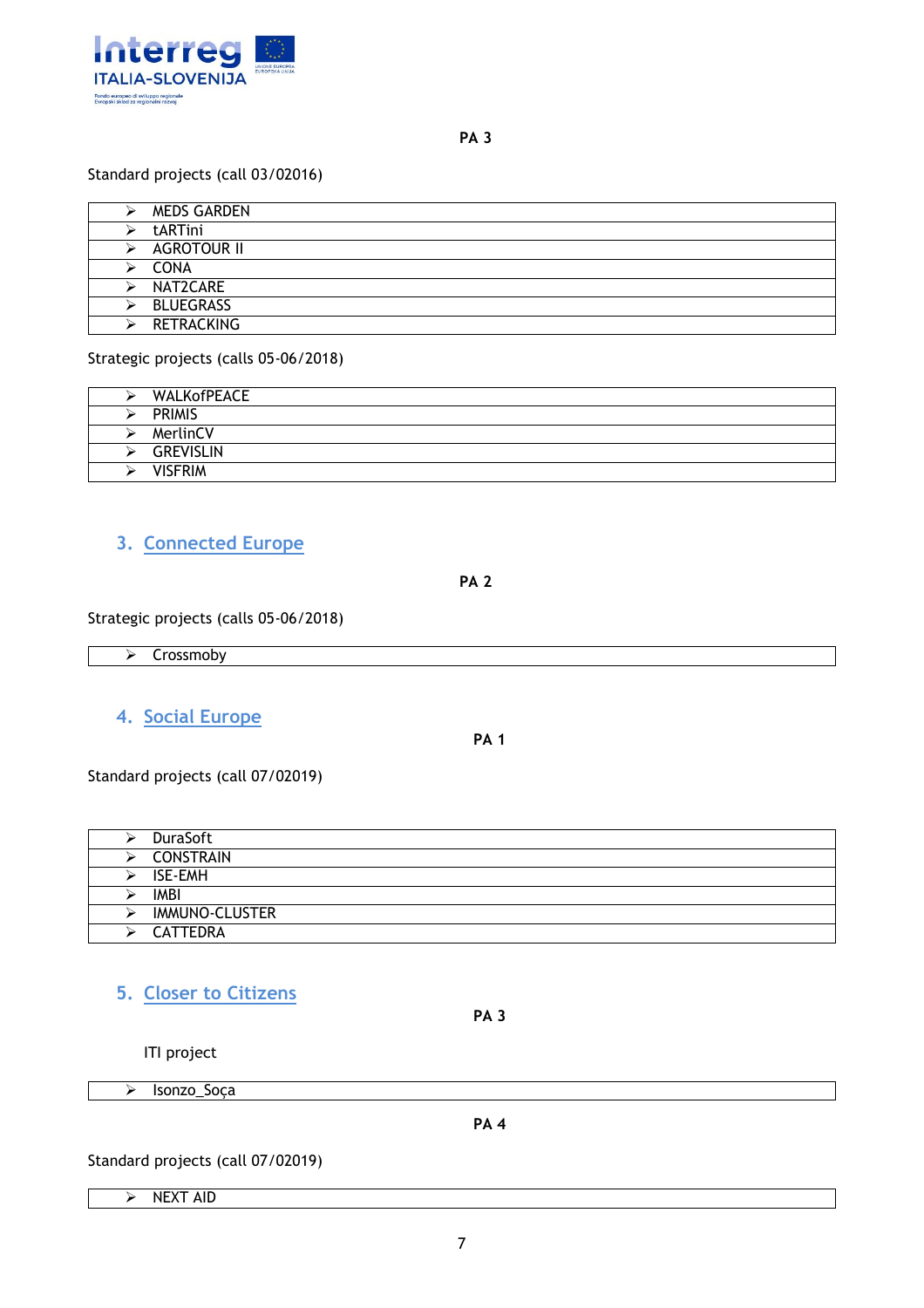**PA 3**

Standard projects (call 03/02016)

| |
|---|
| ➢ MEDS GARDEN |
| ➢ tARTini |
| ➢ AGROTOUR II |
| ➢ CONA |
| ➢ NAT2CARE |
| ➢ BLUEGRASS |
| ➢ RETRACKING |

Strategic projects (calls 05-06/2018)

| |
|---|
| ➢ WALKofPEACE |
| ➢ PRIMIS |
| ➢ MerlinCV |
| ➢ GREVISLIN |
| ➢ VISFRIM |

## 3. Connected Europe

**PA 2**

Strategic projects (calls 05-06/2018)

| |
|---|
| ➢ Crossmoby |

## 4. Social Europe

**PA 1**

Standard projects (call 07/02019)

| |
|---|
| ➢ DuraSoft |
| ➢ CONSTRAIN |
| ➢ ISE-EMH |
| ➢ IMBI |
| ➢ IMMUNO-CLUSTER |
| ➢ CATTEDRA |

## 5. Closer to Citizens

**PA 3**

ITI project

| |
|---|
| ➢ Isonzo_Soça |

**PA 4**

Standard projects (call 07/02019)

| |
|---|
| ➢ NEXT AID |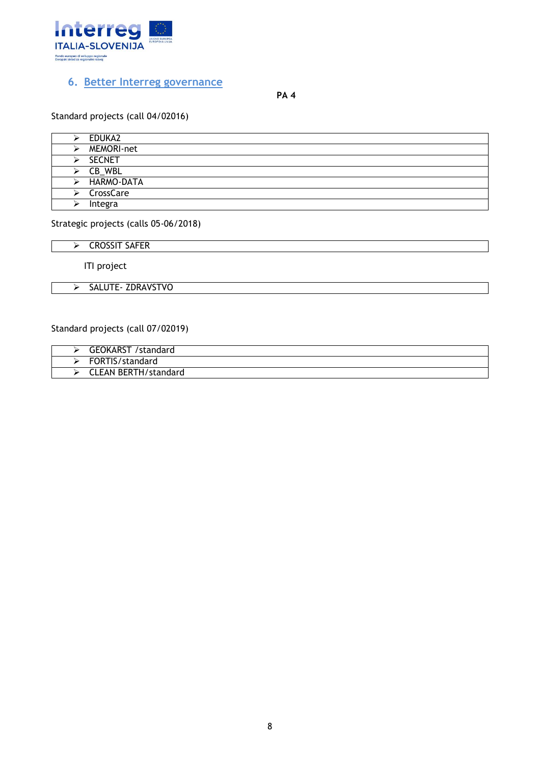## 6. Better Interreg governance

**PA 4**

Standard projects (call 04/02016)

| |
|---|
| ➢ EDUKA2 |
| ➢ MEMORI-net |
| ➢ SECNET |
| ➢ CB_WBL |
| ➢ HARMO-DATA |
| ➢ CrossCare |
| ➢ Integra |

Strategic projects (calls 05-06/2018)

| |
|---|
| ➢ CROSSIT SAFER |

ITI project

| |
|---|
| ➢ SALUTE- ZDRAVSTVO |

Standard projects (call 07/02019)

| |
|---|
| ➢ GEOKARST /standard |
| ➢ FORTIS/standard |
| ➢ CLEAN BERTH/standard |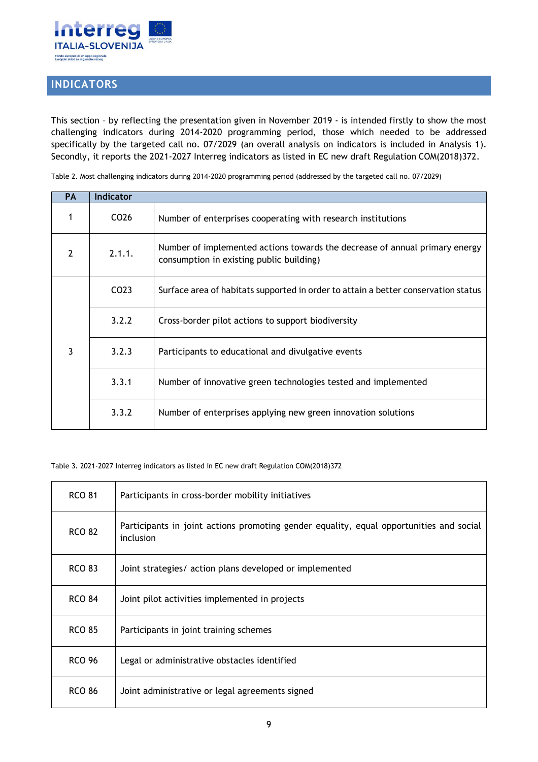## INDICATORS

This section – by reflecting the presentation given in November 2019 - is intended firstly to show the most challenging indicators during 2014-2020 programming period, those which needed to be addressed specifically by the targeted call no. 07/2029 (an overall analysis on indicators is included in Analysis 1). Secondly, it reports the 2021-2027 Interreg indicators as listed in EC new draft Regulation COM(2018)372.

Table 2. Most challenging indicators during 2014-2020 programming period (addressed by the targeted call no. 07/2029)

| PA | Indicator | |
|---|---|---|
| 1 | CO26 | Number of enterprises cooperating with research institutions |
| 2 | 2.1.1. | Number of implemented actions towards the decrease of annual primary energy consumption in existing public building) |
| 3 | CO23 | Surface area of habitats supported in order to attain a better conservation status |
| | 3.2.2 | Cross-border pilot actions to support biodiversity |
| | 3.2.3 | Participants to educational and divulgative events |
| | 3.3.1 | Number of innovative green technologies tested and implemented |
| | 3.3.2 | Number of enterprises applying new green innovation solutions |

Table 3. 2021-2027 Interreg indicators as listed in EC new draft Regulation COM(2018)372

| | |
|---|---|
| RCO 81 | Participants in cross-border mobility initiatives |
| RCO 82 | Participants in joint actions promoting gender equality, equal opportunities and social inclusion |
| RCO 83 | Joint strategies/ action plans developed or implemented |
| RCO 84 | Joint pilot activities implemented in projects |
| RCO 85 | Participants in joint training schemes |
| RCO 96 | Legal or administrative obstacles identified |
| RCO 86 | Joint administrative or legal agreements signed |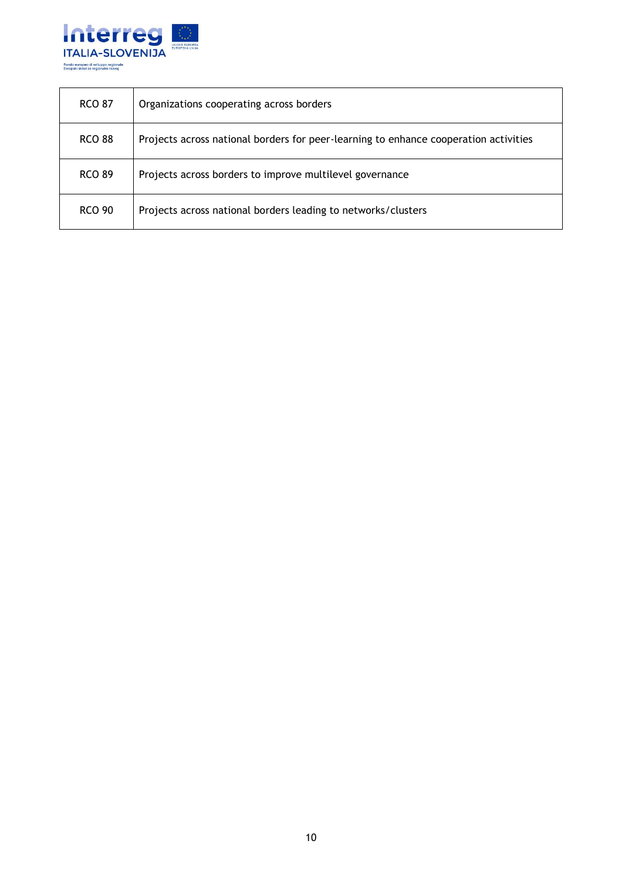| | |
|---|---|
| RCO 87 | Organizations cooperating across borders |
| RCO 88 | Projects across national borders for peer-learning to enhance cooperation activities |
| RCO 89 | Projects across borders to improve multilevel governance |
| RCO 90 | Projects across national borders leading to networks/clusters |